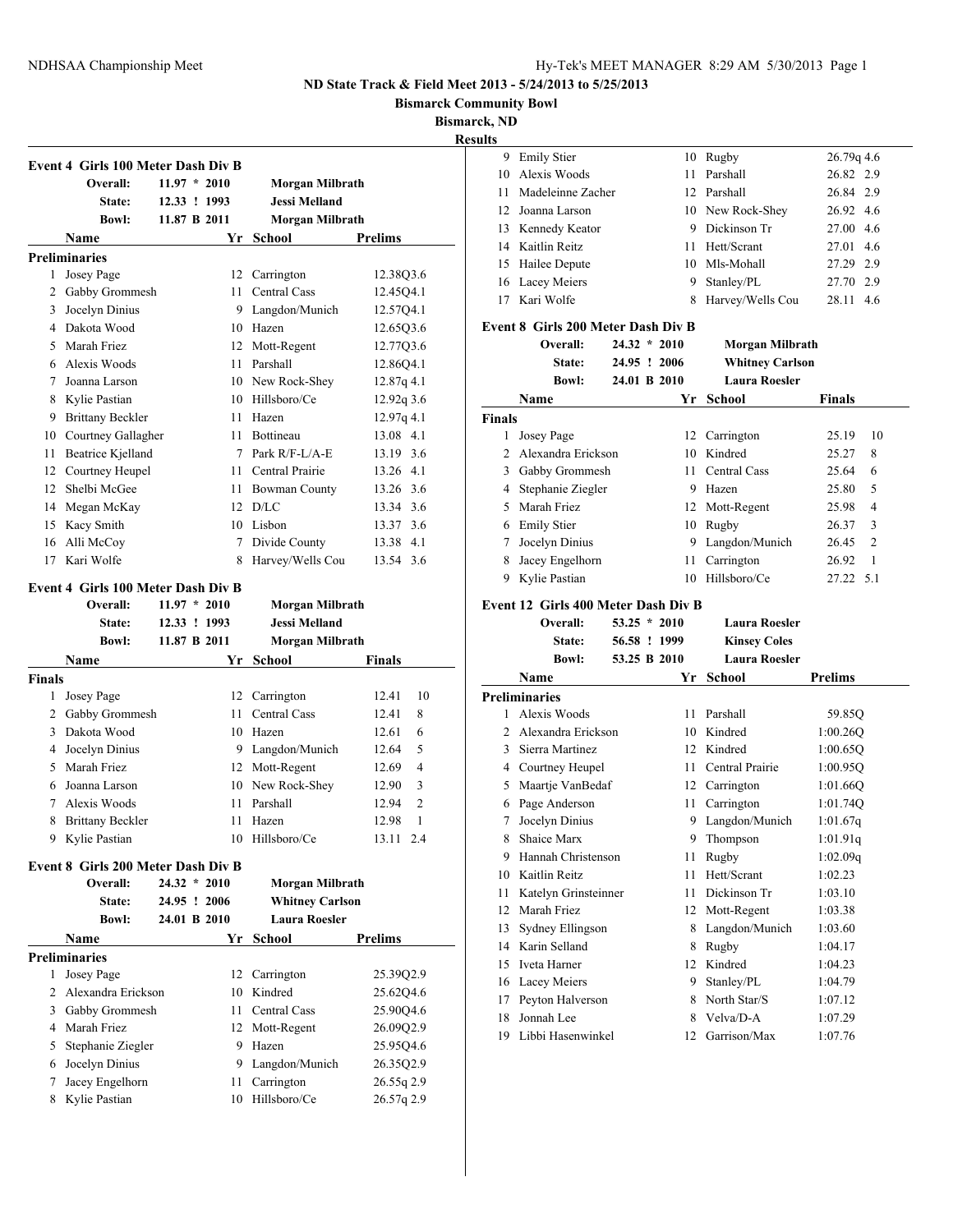# ND State Track & Field Meet 2013 - 5/24/2013 to 5/25/2013

**Bismarck Community Bowl**

**Bismarck, ND**

**Results**

## Event 4 Girls 100 Meter Dash Div B

| | | | |
|---|---|---|---|
| Overall: | 11.97 * 2010 | Morgan Milbrath | |
| State: | 12.33 ! 1993 | Jessi Melland | |
| Bowl: | 11.87 B 2011 | Morgan Milbrath | |

| | Name | Yr | School | Prelims | |
|---|---|---|---|---|---|
| **Preliminaries** | | | | | |
| 1 | Josey Page | 12 | Carrington | 12.38Q | 3.6 |
| 2 | Gabby Grommesh | 11 | Central Cass | 12.45Q | 4.1 |
| 3 | Jocelyn Dinius | 9 | Langdon/Munich | 12.57Q | 4.1 |
| 4 | Dakota Wood | 10 | Hazen | 12.65Q | 3.6 |
| 5 | Marah Friez | 12 | Mott-Regent | 12.77Q | 3.6 |
| 6 | Alexis Woods | 11 | Parshall | 12.86Q | 4.1 |
| 7 | Joanna Larson | 10 | New Rock-Shey | 12.87q | 4.1 |
| 8 | Kylie Pastian | 10 | Hillsboro/Ce | 12.92q | 3.6 |
| 9 | Brittany Beckler | 11 | Hazen | 12.97q | 4.1 |
| 10 | Courtney Gallagher | 11 | Bottineau | 13.08 | 4.1 |
| 11 | Beatrice Kjelland | 7 | Park R/F-L/A-E | 13.19 | 3.6 |
| 12 | Courtney Heupel | 11 | Central Prairie | 13.26 | 4.1 |
| 12 | Shelbi McGee | 11 | Bowman County | 13.26 | 3.6 |
| 14 | Megan McKay | 12 | D/LC | 13.34 | 3.6 |
| 15 | Kacy Smith | 10 | Lisbon | 13.37 | 3.6 |
| 16 | Alli McCoy | 7 | Divide County | 13.38 | 4.1 |
| 17 | Kari Wolfe | 8 | Harvey/Wells Cou | 13.54 | 3.6 |

## Event 4 Girls 100 Meter Dash Div B

| | | | |
|---|---|---|---|
| Overall: | 11.97 * 2010 | Morgan Milbrath | |
| State: | 12.33 ! 1993 | Jessi Melland | |
| Bowl: | 11.87 B 2011 | Morgan Milbrath | |

| | Name | Yr | School | Finals | |
|---|---|---|---|---|---|
| **Finals** | | | | | |
| 1 | Josey Page | 12 | Carrington | 12.41 | 10 |
| 2 | Gabby Grommesh | 11 | Central Cass | 12.41 | 8 |
| 3 | Dakota Wood | 10 | Hazen | 12.61 | 6 |
| 4 | Jocelyn Dinius | 9 | Langdon/Munich | 12.64 | 5 |
| 5 | Marah Friez | 12 | Mott-Regent | 12.69 | 4 |
| 6 | Joanna Larson | 10 | New Rock-Shey | 12.90 | 3 |
| 7 | Alexis Woods | 11 | Parshall | 12.94 | 2 |
| 8 | Brittany Beckler | 11 | Hazen | 12.98 | 1 |
| 9 | Kylie Pastian | 10 | Hillsboro/Ce | 13.11 | 2.4 |

## Event 8 Girls 200 Meter Dash Div B

| | | | |
|---|---|---|---|
| Overall: | 24.32 * 2010 | Morgan Milbrath | |
| State: | 24.95 ! 2006 | Whitney Carlson | |
| Bowl: | 24.01 B 2010 | Laura Roesler | |

| | Name | Yr | School | Prelims | |
|---|---|---|---|---|---|
| **Preliminaries** | | | | | |
| 1 | Josey Page | 12 | Carrington | 25.39Q | 2.9 |
| 2 | Alexandra Erickson | 10 | Kindred | 25.62Q | 4.6 |
| 3 | Gabby Grommesh | 11 | Central Cass | 25.90Q | 4.6 |
| 4 | Marah Friez | 12 | Mott-Regent | 26.09Q | 2.9 |
| 5 | Stephanie Ziegler | 9 | Hazen | 25.95Q | 4.6 |
| 6 | Jocelyn Dinius | 9 | Langdon/Munich | 26.35Q | 2.9 |
| 7 | Jacey Engelhorn | 11 | Carrington | 26.55q | 2.9 |
| 8 | Kylie Pastian | 10 | Hillsboro/Ce | 26.57q | 2.9 |
| 9 | Emily Stier | 10 | Rugby | 26.79q | 4.6 |
| 10 | Alexis Woods | 11 | Parshall | 26.82 | 2.9 |
| 11 | Madeleinne Zacher | 12 | Parshall | 26.84 | 2.9 |
| 12 | Joanna Larson | 10 | New Rock-Shey | 26.92 | 4.6 |
| 13 | Kennedy Keator | 9 | Dickinson Tr | 27.00 | 4.6 |
| 14 | Kaitlin Reitz | 11 | Hett/Scrant | 27.01 | 4.6 |
| 15 | Hailee Depute | 10 | Mls-Mohall | 27.29 | 2.9 |
| 16 | Lacey Meiers | 9 | Stanley/PL | 27.70 | 2.9 |
| 17 | Kari Wolfe | 8 | Harvey/Wells Cou | 28.11 | 4.6 |

## Event 8 Girls 200 Meter Dash Div B

| | | | |
|---|---|---|---|
| Overall: | 24.32 * 2010 | Morgan Milbrath | |
| State: | 24.95 ! 2006 | Whitney Carlson | |
| Bowl: | 24.01 B 2010 | Laura Roesler | |

| | Name | Yr | School | Finals | |
|---|---|---|---|---|---|
| **Finals** | | | | | |
| 1 | Josey Page | 12 | Carrington | 25.19 | 10 |
| 2 | Alexandra Erickson | 10 | Kindred | 25.27 | 8 |
| 3 | Gabby Grommesh | 11 | Central Cass | 25.64 | 6 |
| 4 | Stephanie Ziegler | 9 | Hazen | 25.80 | 5 |
| 5 | Marah Friez | 12 | Mott-Regent | 25.98 | 4 |
| 6 | Emily Stier | 10 | Rugby | 26.37 | 3 |
| 7 | Jocelyn Dinius | 9 | Langdon/Munich | 26.45 | 2 |
| 8 | Jacey Engelhorn | 11 | Carrington | 26.92 | 1 |
| 9 | Kylie Pastian | 10 | Hillsboro/Ce | 27.22 | 5.1 |

## Event 12 Girls 400 Meter Dash Div B

| | | | |
|---|---|---|---|
| Overall: | 53.25 * 2010 | Laura Roesler | |
| State: | 56.58 ! 1999 | Kinsey Coles | |
| Bowl: | 53.25 B 2010 | Laura Roesler | |

| | Name | Yr | School | Prelims |
|---|---|---|---|---|
| **Preliminaries** | | | | |
| 1 | Alexis Woods | 11 | Parshall | 59.85Q |
| 2 | Alexandra Erickson | 10 | Kindred | 1:00.26Q |
| 3 | Sierra Martinez | 12 | Kindred | 1:00.65Q |
| 4 | Courtney Heupel | 11 | Central Prairie | 1:00.95Q |
| 5 | Maartje VanBedaf | 12 | Carrington | 1:01.66Q |
| 6 | Page Anderson | 11 | Carrington | 1:01.74Q |
| 7 | Jocelyn Dinius | 9 | Langdon/Munich | 1:01.67q |
| 8 | Shaice Marx | 9 | Thompson | 1:01.91q |
| 9 | Hannah Christenson | 11 | Rugby | 1:02.09q |
| 10 | Kaitlin Reitz | 11 | Hett/Scrant | 1:02.23 |
| 11 | Katelyn Grinsteinner | 11 | Dickinson Tr | 1:03.10 |
| 12 | Marah Friez | 12 | Mott-Regent | 1:03.38 |
| 13 | Sydney Ellingson | 8 | Langdon/Munich | 1:03.60 |
| 14 | Karin Selland | 8 | Rugby | 1:04.17 |
| 15 | Iveta Harner | 12 | Kindred | 1:04.23 |
| 16 | Lacey Meiers | 9 | Stanley/PL | 1:04.79 |
| 17 | Peyton Halverson | 8 | North Star/S | 1:07.12 |
| 18 | Jonnah Lee | 8 | Velva/D-A | 1:07.29 |
| 19 | Libbi Hasenwinkel | 12 | Garrison/Max | 1:07.76 |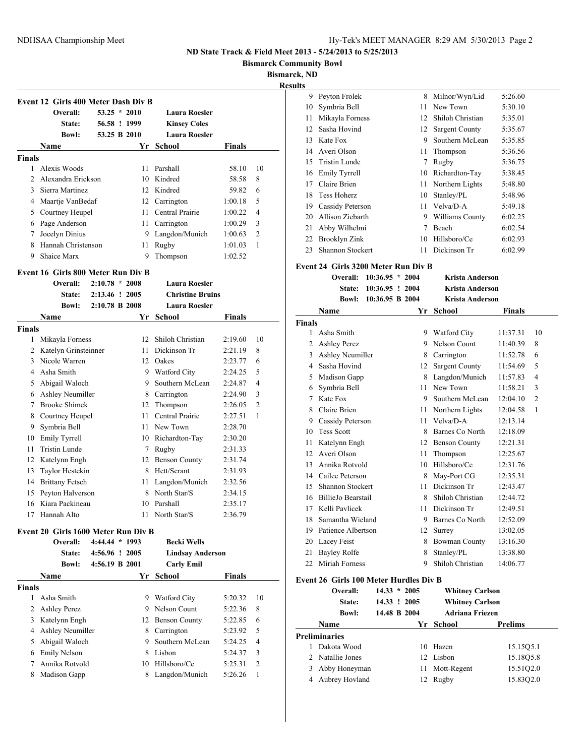# ND State Track & Field Meet 2013 - 5/24/2013 to 5/25/2013

**Bismarck Community Bowl**

**Bismarck, ND**

**Results**

## Event 12 Girls 400 Meter Dash Div B

| | | | |
|---|---|---|---|
| Overall: | 53.25 * 2010 | Laura Roesler |
| State: | 56.58 ! 1999 | Kinsey Coles |
| Bowl: | 53.25 B 2010 | Laura Roesler |

**Finals**

| | Name | Yr | School | Finals | |
|---|---|---|---|---|---|
| 1 | Alexis Woods | 11 | Parshall | 58.10 | 10 |
| 2 | Alexandra Erickson | 10 | Kindred | 58.58 | 8 |
| 3 | Sierra Martinez | 12 | Kindred | 59.82 | 6 |
| 4 | Maartje VanBedaf | 12 | Carrington | 1:00.18 | 5 |
| 5 | Courtney Heupel | 11 | Central Prairie | 1:00.22 | 4 |
| 6 | Page Anderson | 11 | Carrington | 1:00.29 | 3 |
| 7 | Jocelyn Dinius | 9 | Langdon/Munich | 1:00.63 | 2 |
| 8 | Hannah Christenson | 11 | Rugby | 1:01.03 | 1 |
| 9 | Shaice Marx | 9 | Thompson | 1:02.52 | |

## Event 16 Girls 800 Meter Run Div B

| | | |
|---|---|---|
| Overall: | 2:10.78 * 2008 | Laura Roesler |
| State: | 2:13.46 ! 2005 | Christine Bruins |
| Bowl: | 2:10.78 B 2008 | Laura Roesler |

**Finals**

| | Name | Yr | School | Finals | |
|---|---|---|---|---|---|
| 1 | Mikayla Forness | 12 | Shiloh Christian | 2:19.60 | 10 |
| 2 | Katelyn Grinsteinner | 11 | Dickinson Tr | 2:21.19 | 8 |
| 3 | Nicole Warren | 12 | Oakes | 2:23.77 | 6 |
| 4 | Asha Smith | 9 | Watford City | 2:24.25 | 5 |
| 5 | Abigail Waloch | 9 | Southern McLean | 2:24.87 | 4 |
| 6 | Ashley Neumiller | 8 | Carrington | 2:24.90 | 3 |
| 7 | Brooke Shimek | 12 | Thompson | 2:26.05 | 2 |
| 8 | Courtney Heupel | 11 | Central Prairie | 2:27.51 | 1 |
| 9 | Symbria Bell | 11 | New Town | 2:28.70 | |
| 10 | Emily Tyrrell | 10 | Richardton-Tay | 2:30.20 | |
| 11 | Tristin Lunde | 7 | Rugby | 2:31.33 | |
| 12 | Katelynn Engh | 12 | Benson County | 2:31.74 | |
| 13 | Taylor Hestekin | 8 | Hett/Scrant | 2:31.93 | |
| 14 | Brittany Fetsch | 11 | Langdon/Munich | 2:32.56 | |
| 15 | Peyton Halverson | 8 | North Star/S | 2:34.15 | |
| 16 | Kiara Packineau | 10 | Parshall | 2:35.17 | |
| 17 | Hannah Alto | 11 | North Star/S | 2:36.79 | |

## Event 20 Girls 1600 Meter Run Div B

| | | |
|---|---|---|
| Overall: | 4:44.44 * 1993 | Becki Wells |
| State: | 4:56.96 ! 2005 | Lindsay Anderson |
| Bowl: | 4:56.19 B 2001 | Carly Emil |

**Finals**

| | Name | Yr | School | Finals | |
|---|---|---|---|---|---|
| 1 | Asha Smith | 9 | Watford City | 5:20.32 | 10 |
| 2 | Ashley Perez | 9 | Nelson Count | 5:22.36 | 8 |
| 3 | Katelynn Engh | 12 | Benson County | 5:22.85 | 6 |
| 4 | Ashley Neumiller | 8 | Carrington | 5:23.92 | 5 |
| 5 | Abigail Waloch | 9 | Southern McLean | 5:24.25 | 4 |
| 6 | Emily Nelson | 8 | Lisbon | 5:24.37 | 3 |
| 7 | Annika Rotvold | 10 | Hillsboro/Ce | 5:25.31 | 2 |
| 8 | Madison Gapp | 8 | Langdon/Munich | 5:26.26 | 1 |
| 9 | Peyton Frolek | 8 | Milnor/Wyn/Lid | 5:26.60 | |
| 10 | Symbria Bell | 11 | New Town | 5:30.10 | |
| 11 | Mikayla Forness | 12 | Shiloh Christian | 5:35.01 | |
| 12 | Sasha Hovind | 12 | Sargent County | 5:35.67 | |
| 13 | Kate Fox | 9 | Southern McLean | 5:35.85 | |
| 14 | Averi Olson | 11 | Thompson | 5:36.56 | |
| 15 | Tristin Lunde | 7 | Rugby | 5:36.75 | |
| 16 | Emily Tyrrell | 10 | Richardton-Tay | 5:38.45 | |
| 17 | Claire Brien | 11 | Northern Lights | 5:48.80 | |
| 18 | Tess Hoherz | 10 | Stanley/PL | 5:48.96 | |
| 19 | Cassidy Peterson | 11 | Velva/D-A | 5:49.18 | |
| 20 | Allison Ziebarth | 9 | Williams County | 6:02.25 | |
| 21 | Abby Wilhelmi | 7 | Beach | 6:02.54 | |
| 22 | Brooklyn Zink | 10 | Hillsboro/Ce | 6:02.93 | |
| 23 | Shannon Stockert | 11 | Dickinson Tr | 6:02.99 | |

## Event 24 Girls 3200 Meter Run Div B

| | | |
|---|---|---|
| Overall: | 10:36.95 * 2004 | Krista Anderson |
| State: | 10:36.95 ! 2004 | Krista Anderson |
| Bowl: | 10:36.95 B 2004 | Krista Anderson |

**Finals**

| | Name | Yr | School | Finals | |
|---|---|---|---|---|---|
| 1 | Asha Smith | 9 | Watford City | 11:37.31 | 10 |
| 2 | Ashley Perez | 9 | Nelson Count | 11:40.39 | 8 |
| 3 | Ashley Neumiller | 8 | Carrington | 11:52.78 | 6 |
| 4 | Sasha Hovind | 12 | Sargent County | 11:54.69 | 5 |
| 5 | Madison Gapp | 8 | Langdon/Munich | 11:57.83 | 4 |
| 6 | Symbria Bell | 11 | New Town | 11:58.21 | 3 |
| 7 | Kate Fox | 9 | Southern McLean | 12:04.10 | 2 |
| 8 | Claire Brien | 11 | Northern Lights | 12:04.58 | 1 |
| 9 | Cassidy Peterson | 11 | Velva/D-A | 12:13.14 | |
| 10 | Tess Scott | 8 | Barnes Co North | 12:18.09 | |
| 11 | Katelynn Engh | 12 | Benson County | 12:21.31 | |
| 12 | Averi Olson | 11 | Thompson | 12:25.67 | |
| 13 | Annika Rotvold | 10 | Hillsboro/Ce | 12:31.76 | |
| 14 | Cailee Peterson | 8 | May-Port CG | 12:35.31 | |
| 15 | Shannon Stockert | 11 | Dickinson Tr | 12:43.47 | |
| 16 | BillieJo Bearstail | 8 | Shiloh Christian | 12:44.72 | |
| 17 | Kelli Pavlicek | 11 | Dickinson Tr | 12:49.51 | |
| 18 | Samantha Wieland | 9 | Barnes Co North | 12:52.09 | |
| 19 | Patience Albertson | 12 | Surrey | 13:02.05 | |
| 20 | Lacey Feist | 8 | Bowman County | 13:16.30 | |
| 21 | Bayley Rolfe | 8 | Stanley/PL | 13:38.80 | |
| 22 | Miriah Forness | 9 | Shiloh Christian | 14:06.77 | |

## Event 26 Girls 100 Meter Hurdles Div B

| | | |
|---|---|---|
| Overall: | 14.33 * 2005 | Whitney Carlson |
| State: | 14.33 ! 2005 | Whitney Carlson |
| Bowl: | 14.48 B 2004 | Adriana Friezen |

**Preliminaries**

| | Name | Yr | School | Prelims |
|---|---|---|---|---|
| 1 | Dakota Wood | 10 | Hazen | 15.15Q5.1 |
| 2 | Natallie Jones | 12 | Lisbon | 15.18Q5.8 |
| 3 | Abby Honeyman | 11 | Mott-Regent | 15.51Q2.0 |
| 4 | Aubrey Hovland | 12 | Rugby | 15.83Q2.0 |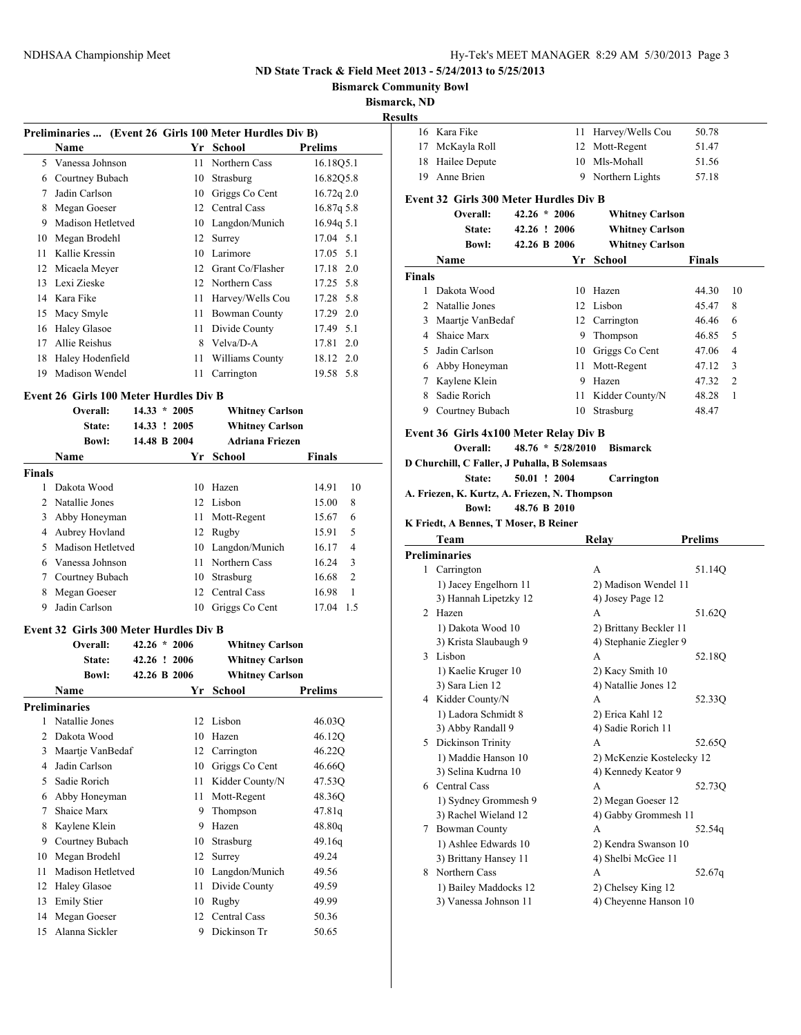**ND State Track & Field Meet 2013 - 5/24/2013 to 5/25/2013**

**Bismarck Community Bowl**

**Bismarck, ND**

**Results**

### Preliminaries ... (Event 26 Girls 100 Meter Hurdles Div B)

| | Name | Yr | School | Prelims | |
|---|---|---|---|---|---|
| 5 | Vanessa Johnson | 11 | Northern Cass | 16.18Q | 5.1 |
| 6 | Courtney Bubach | 10 | Strasburg | 16.82Q | 5.8 |
| 7 | Jadin Carlson | 10 | Griggs Co Cent | 16.72q | 2.0 |
| 8 | Megan Goeser | 12 | Central Cass | 16.87q | 5.8 |
| 9 | Madison Hetletved | 10 | Langdon/Munich | 16.94q | 5.1 |
| 10 | Megan Brodehl | 12 | Surrey | 17.04 | 5.1 |
| 11 | Kallie Kressin | 10 | Larimore | 17.05 | 5.1 |
| 12 | Micaela Meyer | 12 | Grant Co/Flasher | 17.18 | 2.0 |
| 13 | Lexi Zieske | 12 | Northern Cass | 17.25 | 5.8 |
| 14 | Kara Fike | 11 | Harvey/Wells Cou | 17.28 | 5.8 |
| 15 | Macy Smyle | 11 | Bowman County | 17.29 | 2.0 |
| 16 | Haley Glasoe | 11 | Divide County | 17.49 | 5.1 |
| 17 | Allie Reishus | 8 | Velva/D-A | 17.81 | 2.0 |
| 18 | Haley Hodenfield | 11 | Williams County | 18.12 | 2.0 |
| 19 | Madison Wendel | 11 | Carrington | 19.58 | 5.8 |

### Event 26 Girls 100 Meter Hurdles Div B

Overall: 14.33 * 2005 Whitney Carlson
State: 14.33 ! 2005 Whitney Carlson
Bowl: 14.48 B 2004 Adriana Friezen

| | Name | Yr | School | Finals | |
|---|---|---|---|---|---|
| **Finals** | | | | | |
| 1 | Dakota Wood | 10 | Hazen | 14.91 | 10 |
| 2 | Natallie Jones | 12 | Lisbon | 15.00 | 8 |
| 3 | Abby Honeyman | 11 | Mott-Regent | 15.67 | 6 |
| 4 | Aubrey Hovland | 12 | Rugby | 15.91 | 5 |
| 5 | Madison Hetletved | 10 | Langdon/Munich | 16.17 | 4 |
| 6 | Vanessa Johnson | 11 | Northern Cass | 16.24 | 3 |
| 7 | Courtney Bubach | 10 | Strasburg | 16.68 | 2 |
| 8 | Megan Goeser | 12 | Central Cass | 16.98 | 1 |
| 9 | Jadin Carlson | 10 | Griggs Co Cent | 17.04 | 1.5 |

### Event 32 Girls 300 Meter Hurdles Div B

Overall: 42.26 * 2006 Whitney Carlson
State: 42.26 ! 2006 Whitney Carlson
Bowl: 42.26 B 2006 Whitney Carlson

| | Name | Yr | School | Prelims |
|---|---|---|---|---|
| **Preliminaries** | | | | |
| 1 | Natallie Jones | 12 | Lisbon | 46.03Q |
| 2 | Dakota Wood | 10 | Hazen | 46.12Q |
| 3 | Maartje VanBedaf | 12 | Carrington | 46.22Q |
| 4 | Jadin Carlson | 10 | Griggs Co Cent | 46.66Q |
| 5 | Sadie Rorich | 11 | Kidder County/N | 47.53Q |
| 6 | Abby Honeyman | 11 | Mott-Regent | 48.36Q |
| 7 | Shaice Marx | 9 | Thompson | 47.81q |
| 8 | Kaylene Klein | 9 | Hazen | 48.80q |
| 9 | Courtney Bubach | 10 | Strasburg | 49.16q |
| 10 | Megan Brodehl | 12 | Surrey | 49.24 |
| 11 | Madison Hetletved | 10 | Langdon/Munich | 49.56 |
| 12 | Haley Glasoe | 11 | Divide County | 49.59 |
| 13 | Emily Stier | 10 | Rugby | 49.99 |
| 14 | Megan Goeser | 12 | Central Cass | 50.36 |
| 15 | Alanna Sickler | 9 | Dickinson Tr | 50.65 |
| 16 | Kara Fike | 11 | Harvey/Wells Cou | 50.78 |
| 17 | McKayla Roll | 12 | Mott-Regent | 51.47 |
| 18 | Hailee Depute | 10 | Mls-Mohall | 51.56 |
| 19 | Anne Brien | 9 | Northern Lights | 57.18 |

### Event 32 Girls 300 Meter Hurdles Div B

Overall: 42.26 * 2006 Whitney Carlson
State: 42.26 ! 2006 Whitney Carlson
Bowl: 42.26 B 2006 Whitney Carlson

| | Name | Yr | School | Finals | |
|---|---|---|---|---|---|
| **Finals** | | | | | |
| 1 | Dakota Wood | 10 | Hazen | 44.30 | 10 |
| 2 | Natallie Jones | 12 | Lisbon | 45.47 | 8 |
| 3 | Maartje VanBedaf | 12 | Carrington | 46.46 | 6 |
| 4 | Shaice Marx | 9 | Thompson | 46.85 | 5 |
| 5 | Jadin Carlson | 10 | Griggs Co Cent | 47.06 | 4 |
| 6 | Abby Honeyman | 11 | Mott-Regent | 47.12 | 3 |
| 7 | Kaylene Klein | 9 | Hazen | 47.32 | 2 |
| 8 | Sadie Rorich | 11 | Kidder County/N | 48.28 | 1 |
| 9 | Courtney Bubach | 10 | Strasburg | 48.47 | |

### Event 36 Girls 4x100 Meter Relay Div B

Overall: 48.76 * 5/28/2010 Bismarck
D Churchill, C Faller, J Puhalla, B Solemsaas
State: 50.01 ! 2004 Carrington
A. Friezen, K. Kurtz, A. Friezen, N. Thompson
Bowl: 48.76 B 2010
K Friedt, A Bennes, T Moser, B Reiner

| | Team | Relay | Prelims |
|---|---|---|---|
| **Preliminaries** | | | |
| 1 | Carrington | A | 51.14Q |
| | 1) Jacey Engelhorn 11 | 2) Madison Wendel 11 | |
| | 3) Hannah Lipetzky 12 | 4) Josey Page 12 | |
| 2 | Hazen | A | 51.62Q |
| | 1) Dakota Wood 10 | 2) Brittany Beckler 11 | |
| | 3) Krista Slaubaugh 9 | 4) Stephanie Ziegler 9 | |
| 3 | Lisbon | A | 52.18Q |
| | 1) Kaelie Kruger 10 | 2) Kacy Smith 10 | |
| | 3) Sara Lien 12 | 4) Natallie Jones 12 | |
| 4 | Kidder County/N | A | 52.33Q |
| | 1) Ladora Schmidt 8 | 2) Erica Kahl 12 | |
| | 3) Abby Randall 9 | 4) Sadie Rorich 11 | |
| 5 | Dickinson Trinity | A | 52.65Q |
| | 1) Maddie Hanson 10 | 2) McKenzie Kostelecky 12 | |
| | 3) Selina Kudrna 10 | 4) Kennedy Keator 9 | |
| 6 | Central Cass | A | 52.73Q |
| | 1) Sydney Grommesh 9 | 2) Megan Goeser 12 | |
| | 3) Rachel Wieland 12 | 4) Gabby Grommesh 11 | |
| 7 | Bowman County | A | 52.54q |
| | 1) Ashlee Edwards 10 | 2) Kendra Swanson 10 | |
| | 3) Brittany Hansey 11 | 4) Shelbi McGee 11 | |
| 8 | Northern Cass | A | 52.67q |
| | 1) Bailey Maddocks 12 | 2) Chelsey King 12 | |
| | 3) Vanessa Johnson 11 | 4) Cheyenne Hanson 10 | |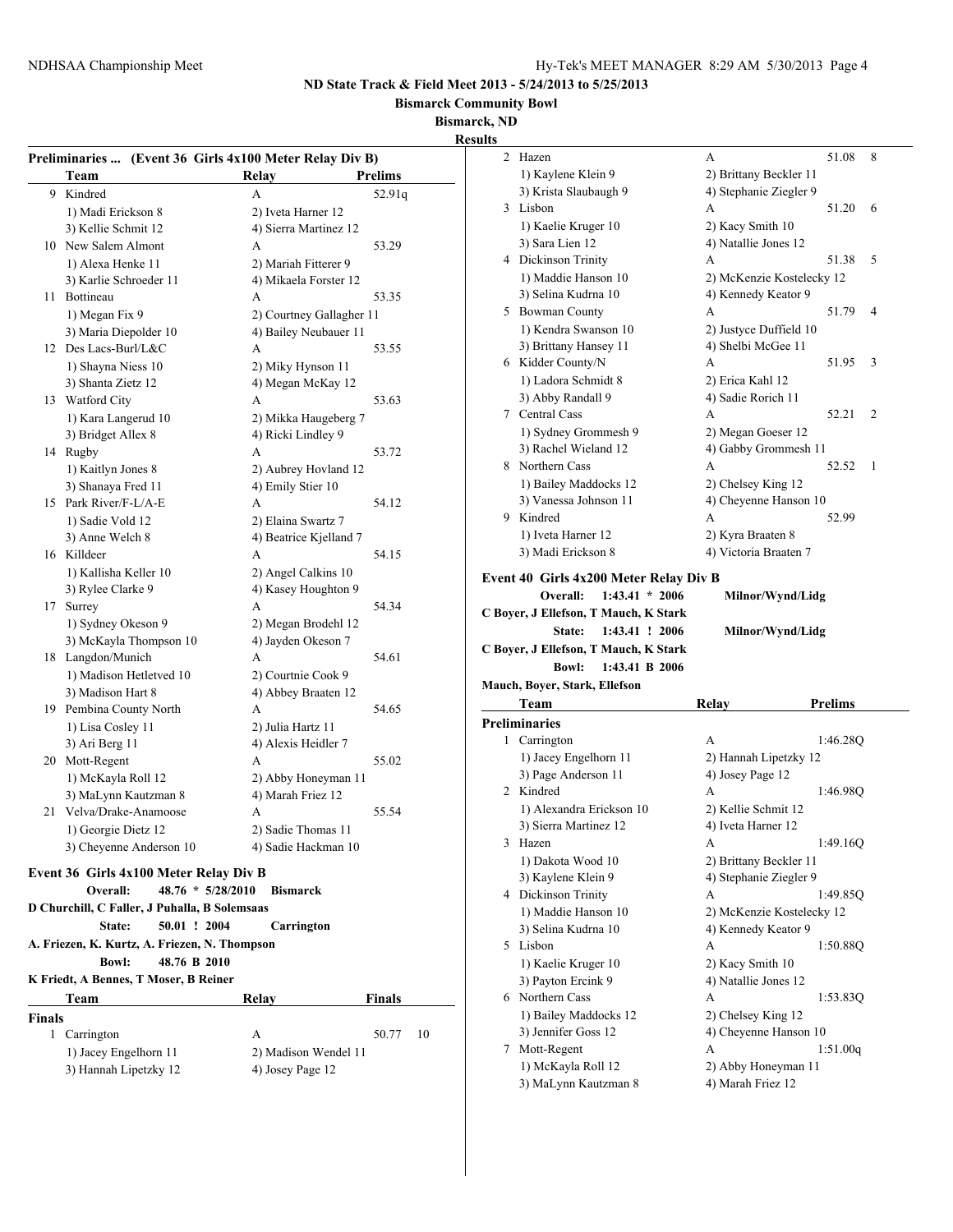# ND State Track & Field Meet 2013 - 5/24/2013 to 5/25/2013

**Bismarck Community Bowl**

**Bismarck, ND**

**Results**

### Preliminaries ... (Event 36 Girls 4x100 Meter Relay Div B)

| | Team | Relay | Prelims |
|---|---|---|---|
| 9 | Kindred | A | 52.91q |
| | 1) Madi Erickson 8 | 2) Iveta Harner 12 | |
| | 3) Kellie Schmit 12 | 4) Sierra Martinez 12 | |
| 10 | New Salem Almont | A | 53.29 |
| | 1) Alexa Henke 11 | 2) Mariah Fitterer 9 | |
| | 3) Karlie Schroeder 11 | 4) Mikaela Forster 12 | |
| 11 | Bottineau | A | 53.35 |
| | 1) Megan Fix 9 | 2) Courtney Gallagher 11 | |
| | 3) Maria Diepolder 10 | 4) Bailey Neubauer 11 | |
| 12 | Des Lacs-Burl/L&C | A | 53.55 |
| | 1) Shayna Niess 10 | 2) Miky Hynson 11 | |
| | 3) Shanta Zietz 12 | 4) Megan McKay 12 | |
| 13 | Watford City | A | 53.63 |
| | 1) Kara Langerud 10 | 2) Mikka Haugeberg 7 | |
| | 3) Bridget Allex 8 | 4) Ricki Lindley 9 | |
| 14 | Rugby | A | 53.72 |
| | 1) Kaitlyn Jones 8 | 2) Aubrey Hovland 12 | |
| | 3) Shanaya Fred 11 | 4) Emily Stier 10 | |
| 15 | Park River/F-L/A-E | A | 54.12 |
| | 1) Sadie Vold 12 | 2) Elaina Swartz 7 | |
| | 3) Anne Welch 8 | 4) Beatrice Kjelland 7 | |
| 16 | Killdeer | A | 54.15 |
| | 1) Kallisha Keller 10 | 2) Angel Calkins 10 | |
| | 3) Rylee Clarke 9 | 4) Kasey Houghton 9 | |
| 17 | Surrey | A | 54.34 |
| | 1) Sydney Okeson 9 | 2) Megan Brodehl 12 | |
| | 3) McKayla Thompson 10 | 4) Jayden Okeson 7 | |
| 18 | Langdon/Munich | A | 54.61 |
| | 1) Madison Hetletved 10 | 2) Courtnie Cook 9 | |
| | 3) Madison Hart 8 | 4) Abbey Braaten 12 | |
| 19 | Pembina County North | A | 54.65 |
| | 1) Lisa Cosley 11 | 2) Julia Hartz 11 | |
| | 3) Ari Berg 11 | 4) Alexis Heidler 7 | |
| 20 | Mott-Regent | A | 55.02 |
| | 1) McKayla Roll 12 | 2) Abby Honeyman 11 | |
| | 3) MaLynn Kautzman 8 | 4) Marah Friez 12 | |
| 21 | Velva/Drake-Anamoose | A | 55.54 |
| | 1) Georgie Dietz 12 | 2) Sadie Thomas 11 | |
| | 3) Cheyenne Anderson 10 | 4) Sadie Hackman 10 | |

### Event 36 Girls 4x100 Meter Relay Div B

**Overall:** 48.76 * 5/28/2010 **Bismarck**
**D Churchill, C Faller, J Puhalla, B Solemsaas**
**State:** 50.01 ! 2004 **Carrington**
**A. Friezen, K. Kurtz, A. Friezen, N. Thompson**
**Bowl:** 48.76 B 2010
**K Friedt, A Bennes, T Moser, B Reiner**

**Finals**

| | Team | Relay | Finals | Points |
|---|---|---|---|---|
| 1 | Carrington | A | 50.77 | 10 |
| | 1) Jacey Engelhorn 11 | 2) Madison Wendel 11 | | |
| | 3) Hannah Lipetzky 12 | 4) Josey Page 12 | | |
| 2 | Hazen | A | 51.08 | 8 |
| | 1) Kaylene Klein 9 | 2) Brittany Beckler 11 | | |
| | 3) Krista Slaubaugh 9 | 4) Stephanie Ziegler 9 | | |
| 3 | Lisbon | A | 51.20 | 6 |
| | 1) Kaelie Kruger 10 | 2) Kacy Smith 10 | | |
| | 3) Sara Lien 12 | 4) Natallie Jones 12 | | |
| 4 | Dickinson Trinity | A | 51.38 | 5 |
| | 1) Maddie Hanson 10 | 2) McKenzie Kostelecky 12 | | |
| | 3) Selina Kudrna 10 | 4) Kennedy Keator 9 | | |
| 5 | Bowman County | A | 51.79 | 4 |
| | 1) Kendra Swanson 10 | 2) Justyce Duffield 10 | | |
| | 3) Brittany Hansey 11 | 4) Shelbi McGee 11 | | |
| 6 | Kidder County/N | A | 51.95 | 3 |
| | 1) Ladora Schmidt 8 | 2) Erica Kahl 12 | | |
| | 3) Abby Randall 9 | 4) Sadie Rorich 11 | | |
| 7 | Central Cass | A | 52.21 | 2 |
| | 1) Sydney Grommesh 9 | 2) Megan Goeser 12 | | |
| | 3) Rachel Wieland 12 | 4) Gabby Grommesh 11 | | |
| 8 | Northern Cass | A | 52.52 | 1 |
| | 1) Bailey Maddocks 12 | 2) Chelsey King 12 | | |
| | 3) Vanessa Johnson 11 | 4) Cheyenne Hanson 10 | | |
| 9 | Kindred | A | 52.99 | |
| | 1) Iveta Harner 12 | 2) Kyra Braaten 8 | | |
| | 3) Madi Erickson 8 | 4) Victoria Braaten 7 | | |

### Event 40 Girls 4x200 Meter Relay Div B

**Overall:** 1:43.41 * 2006 **Milnor/Wynd/Lidg**
**C Boyer, J Ellefson, T Mauch, K Stark**
**State:** 1:43.41 ! 2006 **Milnor/Wynd/Lidg**
**C Boyer, J Ellefson, T Mauch, K Stark**
**Bowl:** 1:43.41 B 2006
**Mauch, Boyer, Stark, Ellefson**

**Preliminaries**

| | Team | Relay | Prelims |
|---|---|---|---|
| 1 | Carrington | A | 1:46.28Q |
| | 1) Jacey Engelhorn 11 | 2) Hannah Lipetzky 12 | |
| | 3) Page Anderson 11 | 4) Josey Page 12 | |
| 2 | Kindred | A | 1:46.98Q |
| | 1) Alexandra Erickson 10 | 2) Kellie Schmit 12 | |
| | 3) Sierra Martinez 12 | 4) Iveta Harner 12 | |
| 3 | Hazen | A | 1:49.16Q |
| | 1) Dakota Wood 10 | 2) Brittany Beckler 11 | |
| | 3) Kaylene Klein 9 | 4) Stephanie Ziegler 9 | |
| 4 | Dickinson Trinity | A | 1:49.85Q |
| | 1) Maddie Hanson 10 | 2) McKenzie Kostelecky 12 | |
| | 3) Selina Kudrna 10 | 4) Kennedy Keator 9 | |
| 5 | Lisbon | A | 1:50.88Q |
| | 1) Kaelie Kruger 10 | 2) Kacy Smith 10 | |
| | 3) Payton Ercink 9 | 4) Natallie Jones 12 | |
| 6 | Northern Cass | A | 1:53.83Q |
| | 1) Bailey Maddocks 12 | 2) Chelsey King 12 | |
| | 3) Jennifer Goss 12 | 4) Cheyenne Hanson 10 | |
| 7 | Mott-Regent | A | 1:51.00q |
| | 1) McKayla Roll 12 | 2) Abby Honeyman 11 | |
| | 3) MaLynn Kautzman 8 | 4) Marah Friez 12 | |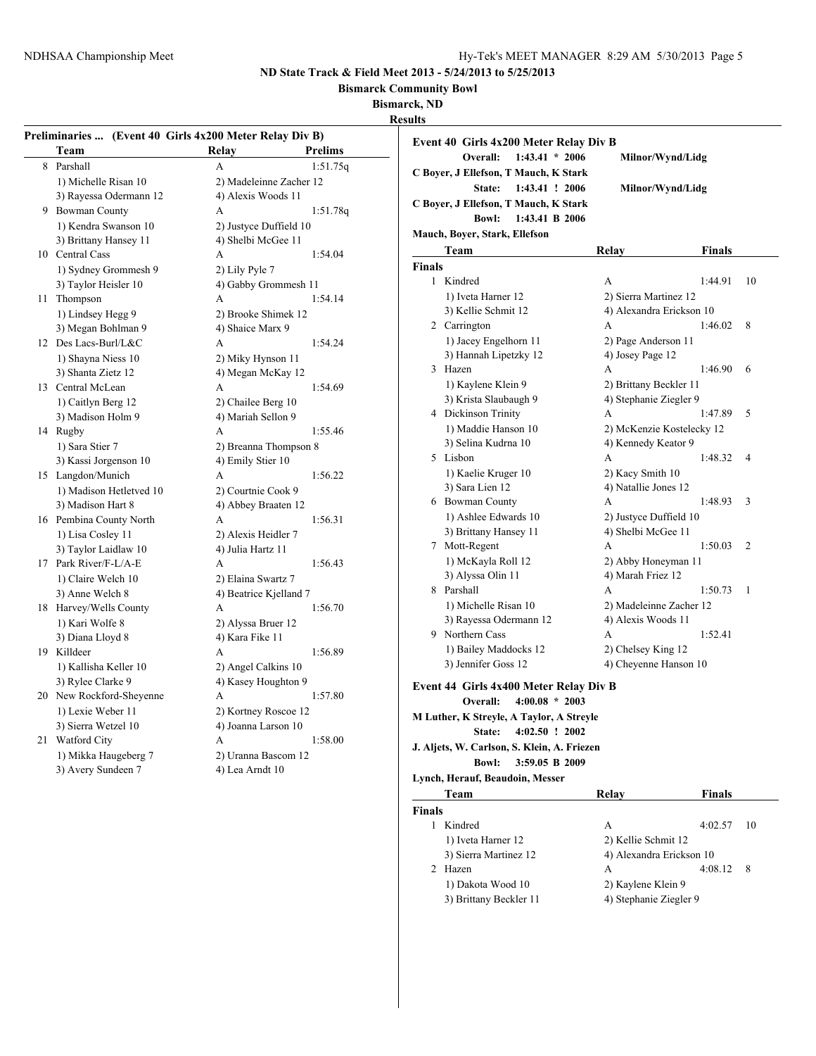**ND State Track & Field Meet 2013 - 5/24/2013 to 5/25/2013**

**Bismarck Community Bowl**

**Bismarck, ND**

**Results**

### Preliminaries ... (Event 40 Girls 4x200 Meter Relay Div B)

| | Team | Relay | Prelims |
|---|---|---|---|
| 8 | Parshall | A | 1:51.75q |
| | 1) Michelle Risan 10 | 2) Madeleinne Zacher 12 | |
| | 3) Rayessa Odermann 12 | 4) Alexis Woods 11 | |
| 9 | Bowman County | A | 1:51.78q |
| | 1) Kendra Swanson 10 | 2) Justyce Duffield 10 | |
| | 3) Brittany Hansey 11 | 4) Shelbi McGee 11 | |
| 10 | Central Cass | A | 1:54.04 |
| | 1) Sydney Grommesh 9 | 2) Lily Pyle 7 | |
| | 3) Taylor Heisler 10 | 4) Gabby Grommesh 11 | |
| 11 | Thompson | A | 1:54.14 |
| | 1) Lindsey Hegg 9 | 2) Brooke Shimek 12 | |
| | 3) Megan Bohlman 9 | 4) Shaice Marx 9 | |
| 12 | Des Lacs-Burl/L&C | A | 1:54.24 |
| | 1) Shayna Niess 10 | 2) Miky Hynson 11 | |
| | 3) Shanta Zietz 12 | 4) Megan McKay 12 | |
| 13 | Central McLean | A | 1:54.69 |
| | 1) Caitlyn Berg 12 | 2) Chailee Berg 10 | |
| | 3) Madison Holm 9 | 4) Mariah Sellon 9 | |
| 14 | Rugby | A | 1:55.46 |
| | 1) Sara Stier 7 | 2) Breanna Thompson 8 | |
| | 3) Kassi Jorgenson 10 | 4) Emily Stier 10 | |
| 15 | Langdon/Munich | A | 1:56.22 |
| | 1) Madison Hetletved 10 | 2) Courtnie Cook 9 | |
| | 3) Madison Hart 8 | 4) Abbey Braaten 12 | |
| 16 | Pembina County North | A | 1:56.31 |
| | 1) Lisa Cosley 11 | 2) Alexis Heidler 7 | |
| | 3) Taylor Laidlaw 10 | 4) Julia Hartz 11 | |
| 17 | Park River/F-L/A-E | A | 1:56.43 |
| | 1) Claire Welch 10 | 2) Elaina Swartz 7 | |
| | 3) Anne Welch 8 | 4) Beatrice Kjelland 7 | |
| 18 | Harvey/Wells County | A | 1:56.70 |
| | 1) Kari Wolfe 8 | 2) Alyssa Bruer 12 | |
| | 3) Diana Lloyd 8 | 4) Kara Fike 11 | |
| 19 | Killdeer | A | 1:56.89 |
| | 1) Kallisha Keller 10 | 2) Angel Calkins 10 | |
| | 3) Rylee Clarke 9 | 4) Kasey Houghton 9 | |
| 20 | New Rockford-Sheyenne | A | 1:57.80 |
| | 1) Lexie Weber 11 | 2) Kortney Roscoe 12 | |
| | 3) Sierra Wetzel 10 | 4) Joanna Larson 10 | |
| 21 | Watford City | A | 1:58.00 |
| | 1) Mikka Haugeberg 7 | 2) Uranna Bascom 12 | |
| | 3) Avery Sundeen 7 | 4) Lea Arndt 10 | |

### Event 40 Girls 4x200 Meter Relay Div B

**Overall: 1:43.41 * 2006 Milnor/Wynd/Lidg**
**C Boyer, J Ellefson, T Mauch, K Stark**
**State: 1:43.41 ! 2006 Milnor/Wynd/Lidg**
**C Boyer, J Ellefson, T Mauch, K Stark**
**Bowl: 1:43.41 B 2006**
**Mauch, Boyer, Stark, Ellefson**

| | Team | Relay | Finals | |
|---|---|---|---|---|
| **Finals** | | | | |
| 1 | Kindred | A | 1:44.91 | 10 |
| | 1) Iveta Harner 12 | 2) Sierra Martinez 12 | | |
| | 3) Kellie Schmit 12 | 4) Alexandra Erickson 10 | | |
| 2 | Carrington | A | 1:46.02 | 8 |
| | 1) Jacey Engelhorn 11 | 2) Page Anderson 11 | | |
| | 3) Hannah Lipetzky 12 | 4) Josey Page 12 | | |
| 3 | Hazen | A | 1:46.90 | 6 |
| | 1) Kaylene Klein 9 | 2) Brittany Beckler 11 | | |
| | 3) Krista Slaubaugh 9 | 4) Stephanie Ziegler 9 | | |
| 4 | Dickinson Trinity | A | 1:47.89 | 5 |
| | 1) Maddie Hanson 10 | 2) McKenzie Kostelecky 12 | | |
| | 3) Selina Kudrna 10 | 4) Kennedy Keator 9 | | |
| 5 | Lisbon | A | 1:48.32 | 4 |
| | 1) Kaelie Kruger 10 | 2) Kacy Smith 10 | | |
| | 3) Sara Lien 12 | 4) Natallie Jones 12 | | |
| 6 | Bowman County | A | 1:48.93 | 3 |
| | 1) Ashlee Edwards 10 | 2) Justyce Duffield 10 | | |
| | 3) Brittany Hansey 11 | 4) Shelbi McGee 11 | | |
| 7 | Mott-Regent | A | 1:50.03 | 2 |
| | 1) McKayla Roll 12 | 2) Abby Honeyman 11 | | |
| | 3) Alyssa Olin 11 | 4) Marah Friez 12 | | |
| 8 | Parshall | A | 1:50.73 | 1 |
| | 1) Michelle Risan 10 | 2) Madeleinne Zacher 12 | | |
| | 3) Rayessa Odermann 12 | 4) Alexis Woods 11 | | |
| 9 | Northern Cass | A | 1:52.41 | |
| | 1) Bailey Maddocks 12 | 2) Chelsey King 12 | | |
| | 3) Jennifer Goss 12 | 4) Cheyenne Hanson 10 | | |

### Event 44 Girls 4x400 Meter Relay Div B

**Overall: 4:00.08 * 2003**
**M Luther, K Streyle, A Taylor, A Streyle**
**State: 4:02.50 ! 2002**
**J. Aljets, W. Carlson, S. Klein, A. Friezen**
**Bowl: 3:59.05 B 2009**
**Lynch, Herauf, Beaudoin, Messer**

| | Team | Relay | Finals | |
|---|---|---|---|---|
| **Finals** | | | | |
| 1 | Kindred | A | 4:02.57 | 10 |
| | 1) Iveta Harner 12 | 2) Kellie Schmit 12 | | |
| | 3) Sierra Martinez 12 | 4) Alexandra Erickson 10 | | |
| 2 | Hazen | A | 4:08.12 | 8 |
| | 1) Dakota Wood 10 | 2) Kaylene Klein 9 | | |
| | 3) Brittany Beckler 11 | 4) Stephanie Ziegler 9 | | |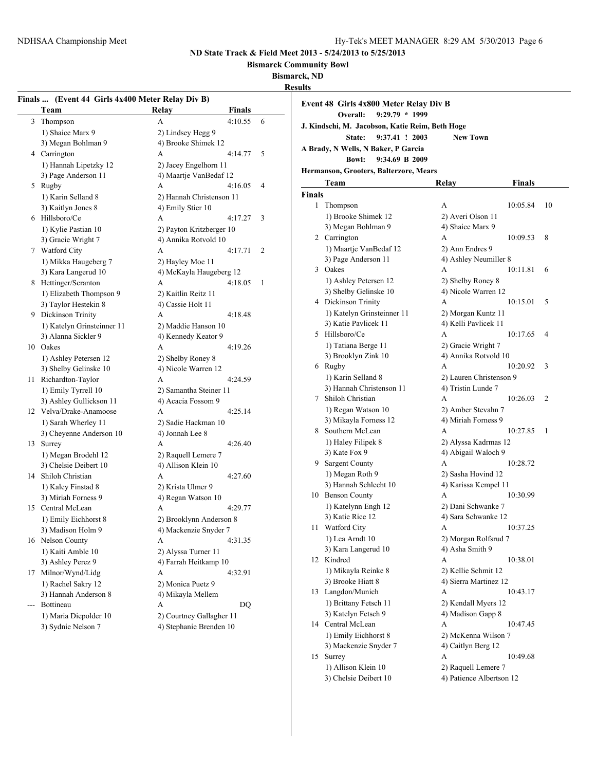## ND State Track & Field Meet 2013 - 5/24/2013 to 5/25/2013

**Bismarck Community Bowl**

**Bismarck, ND**

**Results**

### Finals ... (Event 44 Girls 4x400 Meter Relay Div B)

| | Team | Relay | Finals | |
|---|---|---|---|---|
| 3 | Thompson | A | 4:10.55 | 6 |
| | 1) Shaice Marx 9 | 2) Lindsey Hegg 9 | | |
| | 3) Megan Bohlman 9 | 4) Brooke Shimek 12 | | |
| 4 | Carrington | A | 4:14.77 | 5 |
| | 1) Hannah Lipetzky 12 | 2) Jacey Engelhorn 11 | | |
| | 3) Page Anderson 11 | 4) Maartje VanBedaf 12 | | |
| 5 | Rugby | A | 4:16.05 | 4 |
| | 1) Karin Selland 8 | 2) Hannah Christenson 11 | | |
| | 3) Kaitlyn Jones 8 | 4) Emily Stier 10 | | |
| 6 | Hillsboro/Ce | A | 4:17.27 | 3 |
| | 1) Kylie Pastian 10 | 2) Payton Kritzberger 10 | | |
| | 3) Gracie Wright 7 | 4) Annika Rotvold 10 | | |
| 7 | Watford City | A | 4:17.71 | 2 |
| | 1) Mikka Haugeberg 7 | 2) Hayley Moe 11 | | |
| | 3) Kara Langerud 10 | 4) McKayla Haugeberg 12 | | |
| 8 | Hettinger/Scranton | A | 4:18.05 | 1 |
| | 1) Elizabeth Thompson 9 | 2) Kaitlin Reitz 11 | | |
| | 3) Taylor Hestekin 8 | 4) Cassie Holt 11 | | |
| 9 | Dickinson Trinity | A | 4:18.48 | |
| | 1) Katelyn Grinsteinner 11 | 2) Maddie Hanson 10 | | |
| | 3) Alanna Sickler 9 | 4) Kennedy Keator 9 | | |
| 10 | Oakes | A | 4:19.26 | |
| | 1) Ashley Petersen 12 | 2) Shelby Roney 8 | | |
| | 3) Shelby Gelinske 10 | 4) Nicole Warren 12 | | |
| 11 | Richardton-Taylor | A | 4:24.59 | |
| | 1) Emily Tyrrell 10 | 2) Samantha Steiner 11 | | |
| | 3) Ashley Gullickson 11 | 4) Acacia Fossom 9 | | |
| 12 | Velva/Drake-Anamoose | A | 4:25.14 | |
| | 1) Sarah Wherley 11 | 2) Sadie Hackman 10 | | |
| | 3) Cheyenne Anderson 10 | 4) Jonnah Lee 8 | | |
| 13 | Surrey | A | 4:26.40 | |
| | 1) Megan Brodehl 12 | 2) Raquell Lemere 7 | | |
| | 3) Chelsie Deibert 10 | 4) Allison Klein 10 | | |
| 14 | Shiloh Christian | A | 4:27.60 | |
| | 1) Kaley Finstad 8 | 2) Krista Ulmer 9 | | |
| | 3) Miriah Forness 9 | 4) Regan Watson 10 | | |
| 15 | Central McLean | A | 4:29.77 | |
| | 1) Emily Eichhorst 8 | 2) Brooklynn Anderson 8 | | |
| | 3) Madison Holm 9 | 4) Mackenzie Snyder 7 | | |
| 16 | Nelson County | A | 4:31.35 | |
| | 1) Kaiti Amble 10 | 2) Alyssa Turner 11 | | |
| | 3) Ashley Perez 9 | 4) Farrah Heitkamp 10 | | |
| 17 | Milnor/Wynd/Lidg | A | 4:32.91 | |
| | 1) Rachel Sakry 12 | 2) Monica Puetz 9 | | |
| | 3) Hannah Anderson 8 | 4) Mikayla Mellem | | |
| --- | Bottineau | A | DQ | |
| | 1) Maria Diepolder 10 | 2) Courtney Gallagher 11 | | |
| | 3) Sydnie Nelson 7 | 4) Stephanie Brenden 10 | | |

### Event 48 Girls 4x800 Meter Relay Div B

**Overall: 9:29.79 * 1999**
**J. Kindschi, M. Jacobson, Katie Reim, Beth Hoge**
**State: 9:37.41 ! 2003 New Town**
**A Brady, N Wells, N Baker, P Garcia**
**Bowl: 9:34.69 B 2009**
**Hermanson, Grooters, Balterzore, Mears**

| | Team | Relay | Finals | |
|---|---|---|---|---|
| **Finals** | | | | |
| 1 | Thompson | A | 10:05.84 | 10 |
| | 1) Brooke Shimek 12 | 2) Averi Olson 11 | | |
| | 3) Megan Bohlman 9 | 4) Shaice Marx 9 | | |
| 2 | Carrington | A | 10:09.53 | 8 |
| | 1) Maartje VanBedaf 12 | 2) Ann Endres 9 | | |
| | 3) Page Anderson 11 | 4) Ashley Neumiller 8 | | |
| 3 | Oakes | A | 10:11.81 | 6 |
| | 1) Ashley Petersen 12 | 2) Shelby Roney 8 | | |
| | 3) Shelby Gelinske 10 | 4) Nicole Warren 12 | | |
| 4 | Dickinson Trinity | A | 10:15.01 | 5 |
| | 1) Katelyn Grinsteinner 11 | 2) Morgan Kuntz 11 | | |
| | 3) Katie Pavlicek 11 | 4) Kelli Pavlicek 11 | | |
| 5 | Hillsboro/Ce | A | 10:17.65 | 4 |
| | 1) Tatiana Berge 11 | 2) Gracie Wright 7 | | |
| | 3) Brooklyn Zink 10 | 4) Annika Rotvold 10 | | |
| 6 | Rugby | A | 10:20.92 | 3 |
| | 1) Karin Selland 8 | 2) Lauren Christenson 9 | | |
| | 3) Hannah Christenson 11 | 4) Tristin Lunde 7 | | |
| 7 | Shiloh Christian | A | 10:26.03 | 2 |
| | 1) Regan Watson 10 | 2) Amber Stevahn 7 | | |
| | 3) Mikayla Forness 12 | 4) Miriah Forness 9 | | |
| 8 | Southern McLean | A | 10:27.85 | 1 |
| | 1) Haley Filipek 8 | 2) Alyssa Kadrmas 12 | | |
| | 3) Kate Fox 9 | 4) Abigail Waloch 9 | | |
| 9 | Sargent County | A | 10:28.72 | |
| | 1) Megan Roth 9 | 2) Sasha Hovind 12 | | |
| | 3) Hannah Schlecht 10 | 4) Karissa Kempel 11 | | |
| 10 | Benson County | A | 10:30.99 | |
| | 1) Katelynn Engh 12 | 2) Dani Schwanke 7 | | |
| | 3) Katie Rice 12 | 4) Sara Schwanke 12 | | |
| 11 | Watford City | A | 10:37.25 | |
| | 1) Lea Arndt 10 | 2) Morgan Rolfsrud 7 | | |
| | 3) Kara Langerud 10 | 4) Asha Smith 9 | | |
| 12 | Kindred | A | 10:38.01 | |
| | 1) Mikayla Reinke 8 | 2) Kellie Schmit 12 | | |
| | 3) Brooke Hiatt 8 | 4) Sierra Martinez 12 | | |
| 13 | Langdon/Munich | A | 10:43.17 | |
| | 1) Brittany Fetsch 11 | 2) Kendall Myers 12 | | |
| | 3) Katelyn Fetsch 9 | 4) Madison Gapp 8 | | |
| 14 | Central McLean | A | 10:47.45 | |
| | 1) Emily Eichhorst 8 | 2) McKenna Wilson 7 | | |
| | 3) Mackenzie Snyder 7 | 4) Caitlyn Berg 12 | | |
| 15 | Surrey | A | 10:49.68 | |
| | 1) Allison Klein 10 | 2) Raquell Lemere 7 | | |
| | 3) Chelsie Deibert 10 | 4) Patience Albertson 12 | | |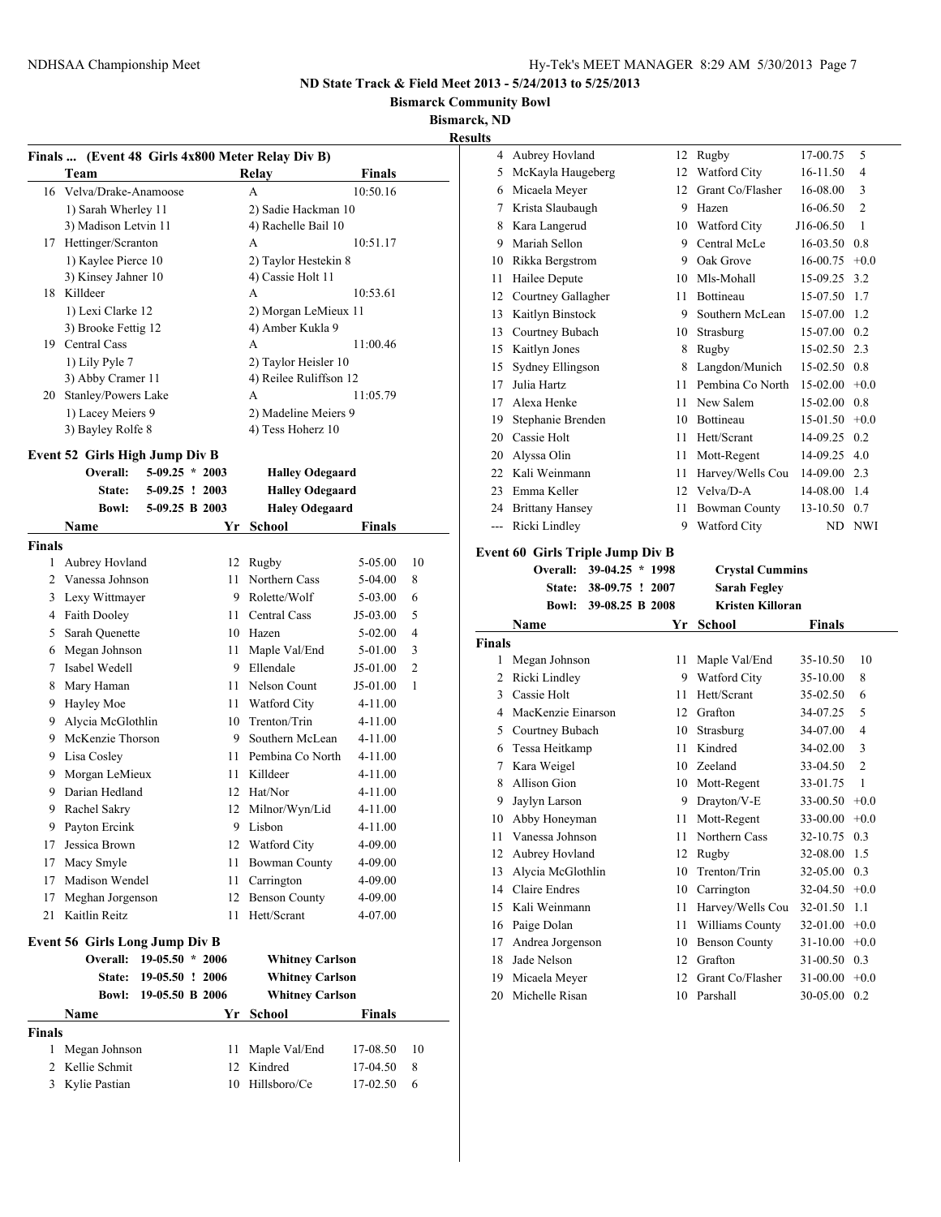# ND State Track & Field Meet 2013 - 5/24/2013 to 5/25/2013

**Bismarck Community Bowl**

**Bismarck, ND**

**Results**

## Finals ... (Event 48 Girls 4x800 Meter Relay Div B)

| | Team | Relay | Finals |
|---|---|---|---|
| 16 | Velva/Drake-Anamoose | A | 10:50.16 |
| | 1) Sarah Wherley 11 | 2) Sadie Hackman 10 | |
| | 3) Madison Letvin 11 | 4) Rachelle Bail 10 | |
| 17 | Hettinger/Scranton | A | 10:51.17 |
| | 1) Kaylee Pierce 10 | 2) Taylor Hestekin 8 | |
| | 3) Kinsey Jahner 10 | 4) Cassie Holt 11 | |
| 18 | Killdeer | A | 10:53.61 |
| | 1) Lexi Clarke 12 | 2) Morgan LeMieux 11 | |
| | 3) Brooke Fettig 12 | 4) Amber Kukla 9 | |
| 19 | Central Cass | A | 11:00.46 |
| | 1) Lily Pyle 7 | 2) Taylor Heisler 10 | |
| | 3) Abby Cramer 11 | 4) Reilee Ruliffson 12 | |
| 20 | Stanley/Powers Lake | A | 11:05.79 |
| | 1) Lacey Meiers 9 | 2) Madeline Meiers 9 | |
| | 3) Bayley Rolfe 8 | 4) Tess Hoherz 10 | |

## Event 52 Girls High Jump Div B

| | | | |
|---|---|---|---|
| Overall: | 5-09.25 * 2003 | | Halley Odegaard |
| State: | 5-09.25 ! 2003 | | Halley Odegaard |
| Bowl: | 5-09.25 B 2003 | | Haley Odegaard |

**Finals**

| | Name | Yr | School | Finals | |
|---|---|---|---|---|---|
| 1 | Aubrey Hovland | 12 | Rugby | 5-05.00 | 10 |
| 2 | Vanessa Johnson | 11 | Northern Cass | 5-04.00 | 8 |
| 3 | Lexy Wittmayer | 9 | Rolette/Wolf | 5-03.00 | 6 |
| 4 | Faith Dooley | 11 | Central Cass | J5-03.00 | 5 |
| 5 | Sarah Quenette | 10 | Hazen | 5-02.00 | 4 |
| 6 | Megan Johnson | 11 | Maple Val/End | 5-01.00 | 3 |
| 7 | Isabel Wedell | 9 | Ellendale | J5-01.00 | 2 |
| 8 | Mary Haman | 11 | Nelson Count | J5-01.00 | 1 |
| 9 | Hayley Moe | 11 | Watford City | 4-11.00 | |
| 9 | Alycia McGlothlin | 10 | Trenton/Trin | 4-11.00 | |
| 9 | McKenzie Thorson | 9 | Southern McLean | 4-11.00 | |
| 9 | Lisa Cosley | 11 | Pembina Co North | 4-11.00 | |
| 9 | Morgan LeMieux | 11 | Killdeer | 4-11.00 | |
| 9 | Darian Hedland | 12 | Hat/Nor | 4-11.00 | |
| 9 | Rachel Sakry | 12 | Milnor/Wyn/Lid | 4-11.00 | |
| 9 | Payton Ercink | 9 | Lisbon | 4-11.00 | |
| 17 | Jessica Brown | 12 | Watford City | 4-09.00 | |
| 17 | Macy Smyle | 11 | Bowman County | 4-09.00 | |
| 17 | Madison Wendel | 11 | Carrington | 4-09.00 | |
| 17 | Meghan Jorgenson | 12 | Benson County | 4-09.00 | |
| 21 | Kaitlin Reitz | 11 | Hett/Scrant | 4-07.00 | |

## Event 56 Girls Long Jump Div B

| | | | |
|---|---|---|---|
| Overall: | 19-05.50 * 2006 | | Whitney Carlson |
| State: | 19-05.50 ! 2006 | | Whitney Carlson |
| Bowl: | 19-05.50 B 2006 | | Whitney Carlson |

**Finals**

| | Name | Yr | School | Finals | |
|---|---|---|---|---|---|
| 1 | Megan Johnson | 11 | Maple Val/End | 17-08.50 | 10 |
| 2 | Kellie Schmit | 12 | Kindred | 17-04.50 | 8 |
| 3 | Kylie Pastian | 10 | Hillsboro/Ce | 17-02.50 | 6 |
| 4 | Aubrey Hovland | 12 | Rugby | 17-00.75 | 5 |
| 5 | McKayla Haugeberg | 12 | Watford City | 16-11.50 | 4 |
| 6 | Micaela Meyer | 12 | Grant Co/Flasher | 16-08.00 | 3 |
| 7 | Krista Slaubaugh | 9 | Hazen | 16-06.50 | 2 |
| 8 | Kara Langerud | 10 | Watford City | J16-06.50 | 1 |
| 9 | Mariah Sellon | 9 | Central McLe | 16-03.50 | 0.8 |
| 10 | Rikka Bergstrom | 9 | Oak Grove | 16-00.75 | +0.0 |
| 11 | Hailee Depute | 10 | Mls-Mohall | 15-09.25 | 3.2 |
| 12 | Courtney Gallagher | 11 | Bottineau | 15-07.50 | 1.7 |
| 13 | Kaitlyn Binstock | 9 | Southern McLean | 15-07.00 | 1.2 |
| 13 | Courtney Bubach | 10 | Strasburg | 15-07.00 | 0.2 |
| 15 | Kaitlyn Jones | 8 | Rugby | 15-02.50 | 2.3 |
| 15 | Sydney Ellingson | 8 | Langdon/Munich | 15-02.50 | 0.8 |
| 17 | Julia Hartz | 11 | Pembina Co North | 15-02.00 | +0.0 |
| 17 | Alexa Henke | 11 | New Salem | 15-02.00 | 0.8 |
| 19 | Stephanie Brenden | 10 | Bottineau | 15-01.50 | +0.0 |
| 20 | Cassie Holt | 11 | Hett/Scrant | 14-09.25 | 0.2 |
| 20 | Alyssa Olin | 11 | Mott-Regent | 14-09.25 | 4.0 |
| 22 | Kali Weinmann | 11 | Harvey/Wells Cou | 14-09.00 | 2.3 |
| 23 | Emma Keller | 12 | Velva/D-A | 14-08.00 | 1.4 |
| 24 | Brittany Hansey | 11 | Bowman County | 13-10.50 | 0.7 |
| --- | Ricki Lindley | 9 | Watford City | ND | NWI |

## Event 60 Girls Triple Jump Div B

| | | | |
|---|---|---|---|
| Overall: | 39-04.25 * 1998 | | Crystal Cummins |
| State: | 38-09.75 ! 2007 | | Sarah Fegley |
| Bowl: | 39-08.25 B 2008 | | Kristen Killoran |

**Finals**

| | Name | Yr | School | Finals | |
|---|---|---|---|---|---|
| 1 | Megan Johnson | 11 | Maple Val/End | 35-10.50 | 10 |
| 2 | Ricki Lindley | 9 | Watford City | 35-10.00 | 8 |
| 3 | Cassie Holt | 11 | Hett/Scrant | 35-02.50 | 6 |
| 4 | MacKenzie Einarson | 12 | Grafton | 34-07.25 | 5 |
| 5 | Courtney Bubach | 10 | Strasburg | 34-07.00 | 4 |
| 6 | Tessa Heitkamp | 11 | Kindred | 34-02.00 | 3 |
| 7 | Kara Weigel | 10 | Zeeland | 33-04.50 | 2 |
| 8 | Allison Gion | 10 | Mott-Regent | 33-01.75 | 1 |
| 9 | Jaylyn Larson | 9 | Drayton/V-E | 33-00.50 | +0.0 |
| 10 | Abby Honeyman | 11 | Mott-Regent | 33-00.00 | +0.0 |
| 11 | Vanessa Johnson | 11 | Northern Cass | 32-10.75 | 0.3 |
| 12 | Aubrey Hovland | 12 | Rugby | 32-08.00 | 1.5 |
| 13 | Alycia McGlothlin | 10 | Trenton/Trin | 32-05.00 | 0.3 |
| 14 | Claire Endres | 10 | Carrington | 32-04.50 | +0.0 |
| 15 | Kali Weinmann | 11 | Harvey/Wells Cou | 32-01.50 | 1.1 |
| 16 | Paige Dolan | 11 | Williams County | 32-01.00 | +0.0 |
| 17 | Andrea Jorgenson | 10 | Benson County | 31-10.00 | +0.0 |
| 18 | Jade Nelson | 12 | Grafton | 31-00.50 | 0.3 |
| 19 | Micaela Meyer | 12 | Grant Co/Flasher | 31-00.00 | +0.0 |
| 20 | Michelle Risan | 10 | Parshall | 30-05.00 | 0.2 |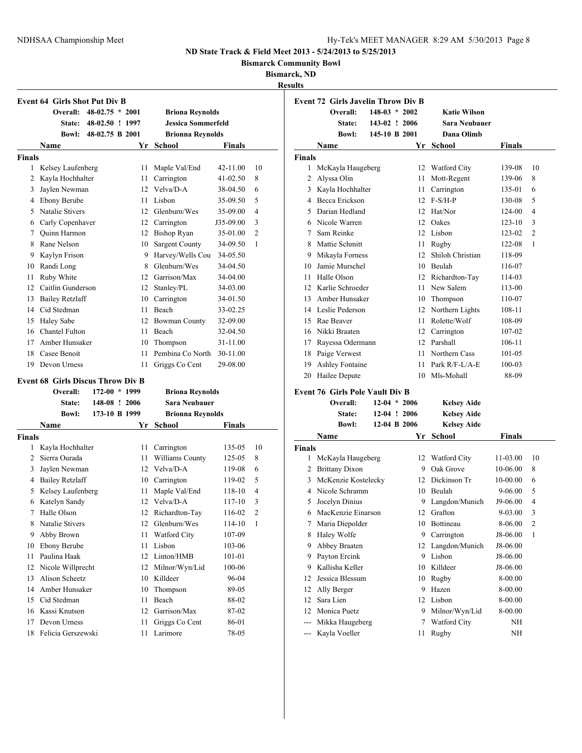# ND State Track & Field Meet 2013 - 5/24/2013 to 5/25/2013

**Bismarck Community Bowl**

**Bismarck, ND**

**Results**

## Event 64 Girls Shot Put Div B

| | | | |
|---|---|---|---|
| Overall: | 48-02.75 * 2001 | | Briona Reynolds |
| State: | 48-02.50 ! 1997 | | Jessica Sommerfeld |
| Bowl: | 48-02.75 B 2001 | | Brionna Reynolds |

**Finals**

| | Name | Yr | School | Finals | |
|---|---|---|---|---|---|
| 1 | Kelsey Laufenberg | 11 | Maple Val/End | 42-11.00 | 10 |
| 2 | Kayla Hochhalter | 11 | Carrington | 41-02.50 | 8 |
| 3 | Jaylen Newman | 12 | Velva/D-A | 38-04.50 | 6 |
| 4 | Ebony Berube | 11 | Lisbon | 35-09.50 | 5 |
| 5 | Natalie Stivers | 12 | Glenburn/Wes | 35-09.00 | 4 |
| 6 | Carly Copenhaver | 12 | Carrington | J35-09.00 | 3 |
| 7 | Quinn Harmon | 12 | Bishop Ryan | 35-01.00 | 2 |
| 8 | Rane Nelson | 10 | Sargent County | 34-09.50 | 1 |
| 9 | Kaylyn Frison | 9 | Harvey/Wells Cou | 34-05.50 | |
| 10 | Randi Long | 8 | Glenburn/Wes | 34-04.50 | |
| 11 | Ruby White | 12 | Garrison/Max | 34-04.00 | |
| 12 | Caitlin Gunderson | 12 | Stanley/PL | 34-03.00 | |
| 13 | Bailey Retzlaff | 10 | Carrington | 34-01.50 | |
| 14 | Cid Stedman | 11 | Beach | 33-02.25 | |
| 15 | Haley Sabe | 12 | Bowman County | 32-09.00 | |
| 16 | Chantel Fulton | 11 | Beach | 32-04.50 | |
| 17 | Amber Hunsaker | 10 | Thompson | 31-11.00 | |
| 18 | Casee Benoit | 11 | Pembina Co North | 30-11.00 | |
| 19 | Devon Urness | 11 | Griggs Co Cent | 29-08.00 | |

## Event 68 Girls Discus Throw Div B

| | | | |
|---|---|---|---|
| Overall: | 172-00 * 1999 | | Briona Reynolds |
| State: | 148-08 ! 2006 | | Sara Neubauer |
| Bowl: | 173-10 B 1999 | | Brionna Reynolds |

**Finals**

| | Name | Yr | School | Finals | |
|---|---|---|---|---|---|
| 1 | Kayla Hochhalter | 11 | Carrington | 135-05 | 10 |
| 2 | Sierra Ourada | 11 | Williams County | 125-05 | 8 |
| 3 | Jaylen Newman | 12 | Velva/D-A | 119-08 | 6 |
| 4 | Bailey Retzlaff | 10 | Carrington | 119-02 | 5 |
| 5 | Kelsey Laufenberg | 11 | Maple Val/End | 118-10 | 4 |
| 6 | Katelyn Sandy | 12 | Velva/D-A | 117-10 | 3 |
| 7 | Halle Olson | 12 | Richardton-Tay | 116-02 | 2 |
| 8 | Natalie Stivers | 12 | Glenburn/Wes | 114-10 | 1 |
| 9 | Abby Brown | 11 | Watford City | 107-09 | |
| 10 | Ebony Berube | 11 | Lisbon | 103-06 | |
| 11 | Paulina Haak | 12 | Linton/HMB | 101-01 | |
| 12 | Nicole Willprecht | 12 | Milnor/Wyn/Lid | 100-06 | |
| 13 | Alison Scheetz | 10 | Killdeer | 96-04 | |
| 14 | Amber Hunsaker | 10 | Thompson | 89-05 | |
| 15 | Cid Stedman | 11 | Beach | 88-02 | |
| 16 | Kassi Knutson | 12 | Garrison/Max | 87-02 | |
| 17 | Devon Urness | 11 | Griggs Co Cent | 86-01 | |
| 18 | Felicia Gerszewski | 11 | Larimore | 78-05 | |

## Event 72 Girls Javelin Throw Div B

| | | | |
|---|---|---|---|
| Overall: | 148-03 * 2002 | | Katie Wilson |
| State: | 143-02 ! 2006 | | Sara Neubauer |
| Bowl: | 145-10 B 2001 | | Dana Olimb |

**Finals**

| | Name | Yr | School | Finals | |
|---|---|---|---|---|---|
| 1 | McKayla Haugeberg | 12 | Watford City | 139-08 | 10 |
| 2 | Alyssa Olin | 11 | Mott-Regent | 139-06 | 8 |
| 3 | Kayla Hochhalter | 11 | Carrington | 135-01 | 6 |
| 4 | Becca Erickson | 12 | F-S/H-P | 130-08 | 5 |
| 5 | Darian Hedland | 12 | Hat/Nor | 124-00 | 4 |
| 6 | Nicole Warren | 12 | Oakes | 123-10 | 3 |
| 7 | Sam Reinke | 12 | Lisbon | 123-02 | 2 |
| 8 | Mattie Schmitt | 11 | Rugby | 122-08 | 1 |
| 9 | Mikayla Forness | 12 | Shiloh Christian | 118-09 | |
| 10 | Jamie Murschel | 10 | Beulah | 116-07 | |
| 11 | Halle Olson | 12 | Richardton-Tay | 114-03 | |
| 12 | Karlie Schroeder | 11 | New Salem | 113-00 | |
| 13 | Amber Hunsaker | 10 | Thompson | 110-07 | |
| 14 | Leslie Pederson | 12 | Northern Lights | 108-11 | |
| 15 | Rae Beaver | 11 | Rolette/Wolf | 108-09 | |
| 16 | Nikki Braaten | 12 | Carrington | 107-02 | |
| 17 | Rayessa Odermann | 12 | Parshall | 106-11 | |
| 18 | Paige Verwest | 11 | Northern Cass | 101-05 | |
| 19 | Ashley Fontaine | 11 | Park R/F-L/A-E | 100-03 | |
| 20 | Hailee Depute | 10 | Mls-Mohall | 88-09 | |

## Event 76 Girls Pole Vault Div B

| | | | |
|---|---|---|---|
| Overall: | 12-04 * 2006 | | Kelsey Aide |
| State: | 12-04 ! 2006 | | Kelsey Aide |
| Bowl: | 12-04 B 2006 | | Kelsey Aide |

**Finals**

| | Name | Yr | School | Finals | |
|---|---|---|---|---|---|
| 1 | McKayla Haugeberg | 12 | Watford City | 11-03.00 | 10 |
| 2 | Brittany Dixon | 9 | Oak Grove | 10-06.00 | 8 |
| 3 | McKenzie Kostelecky | 12 | Dickinson Tr | 10-00.00 | 6 |
| 4 | Nicole Schramm | 10 | Beulah | 9-06.00 | 5 |
| 5 | Jocelyn Dinius | 9 | Langdon/Munich | J9-06.00 | 4 |
| 6 | MacKenzie Einarson | 12 | Grafton | 9-03.00 | 3 |
| 7 | Maria Diepolder | 10 | Bottineau | 8-06.00 | 2 |
| 8 | Haley Wolfe | 9 | Carrington | J8-06.00 | 1 |
| 9 | Abbey Braaten | 12 | Langdon/Munich | J8-06.00 | |
| 9 | Payton Ercink | 9 | Lisbon | J8-06.00 | |
| 9 | Kallisha Keller | 10 | Killdeer | J8-06.00 | |
| 12 | Jessica Blessum | 10 | Rugby | 8-00.00 | |
| 12 | Ally Berger | 9 | Hazen | 8-00.00 | |
| 12 | Sara Lien | 12 | Lisbon | 8-00.00 | |
| 12 | Monica Puetz | 9 | Milnor/Wyn/Lid | 8-00.00 | |
| --- | Mikka Haugeberg | 7 | Watford City | NH | |
| --- | Kayla Voeller | 11 | Rugby | NH | |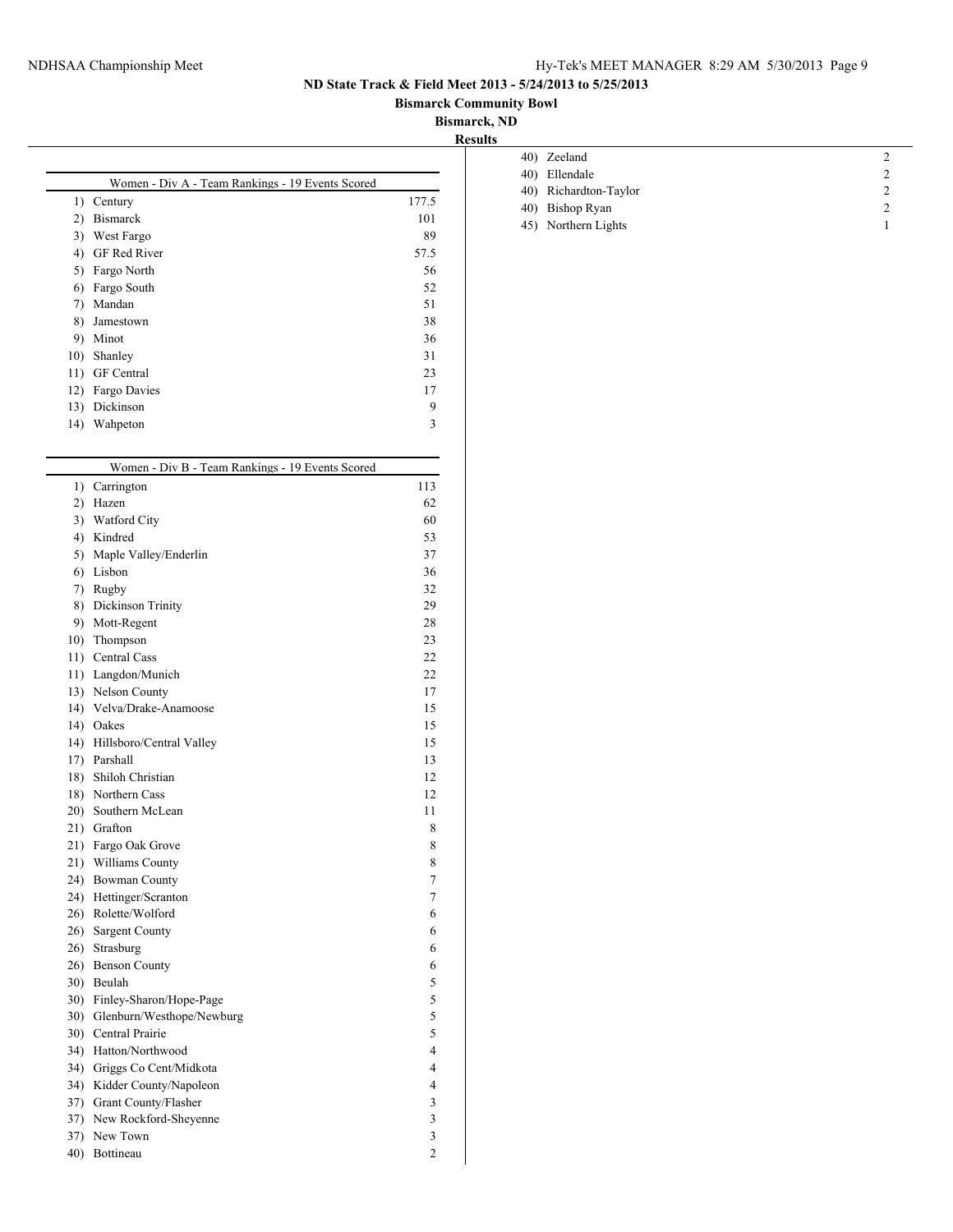**ND State Track & Field Meet 2013 - 5/24/2013 to 5/25/2013**

**Bismarck Community Bowl**

**Bismarck, ND**

**Results**

| Women - Div A - Team Rankings - 19 Events Scored | | |
|---|---|---|
| 1) | Century | 177.5 |
| 2) | Bismarck | 101 |
| 3) | West Fargo | 89 |
| 4) | GF Red River | 57.5 |
| 5) | Fargo North | 56 |
| 6) | Fargo South | 52 |
| 7) | Mandan | 51 |
| 8) | Jamestown | 38 |
| 9) | Minot | 36 |
| 10) | Shanley | 31 |
| 11) | GF Central | 23 |
| 12) | Fargo Davies | 17 |
| 13) | Dickinson | 9 |
| 14) | Wahpeton | 3 |

| Women - Div B - Team Rankings - 19 Events Scored | | |
|---|---|---|
| 1) | Carrington | 113 |
| 2) | Hazen | 62 |
| 3) | Watford City | 60 |
| 4) | Kindred | 53 |
| 5) | Maple Valley/Enderlin | 37 |
| 6) | Lisbon | 36 |
| 7) | Rugby | 32 |
| 8) | Dickinson Trinity | 29 |
| 9) | Mott-Regent | 28 |
| 10) | Thompson | 23 |
| 11) | Central Cass | 22 |
| 11) | Langdon/Munich | 22 |
| 13) | Nelson County | 17 |
| 14) | Velva/Drake-Anamoose | 15 |
| 14) | Oakes | 15 |
| 14) | Hillsboro/Central Valley | 15 |
| 17) | Parshall | 13 |
| 18) | Shiloh Christian | 12 |
| 18) | Northern Cass | 12 |
| 20) | Southern McLean | 11 |
| 21) | Grafton | 8 |
| 21) | Fargo Oak Grove | 8 |
| 21) | Williams County | 8 |
| 24) | Bowman County | 7 |
| 24) | Hettinger/Scranton | 7 |
| 26) | Rolette/Wolford | 6 |
| 26) | Sargent County | 6 |
| 26) | Strasburg | 6 |
| 26) | Benson County | 6 |
| 30) | Beulah | 5 |
| 30) | Finley-Sharon/Hope-Page | 5 |
| 30) | Glenburn/Westhope/Newburg | 5 |
| 30) | Central Prairie | 5 |
| 34) | Hatton/Northwood | 4 |
| 34) | Griggs Co Cent/Midkota | 4 |
| 34) | Kidder County/Napoleon | 4 |
| 37) | Grant County/Flasher | 3 |
| 37) | New Rockford-Sheyenne | 3 |
| 37) | New Town | 3 |
| 40) | Bottineau | 2 |
| 40) | Zeeland | 2 |
| 40) | Ellendale | 2 |
| 40) | Richardton-Taylor | 2 |
| 40) | Bishop Ryan | 2 |
| 45) | Northern Lights | 1 |